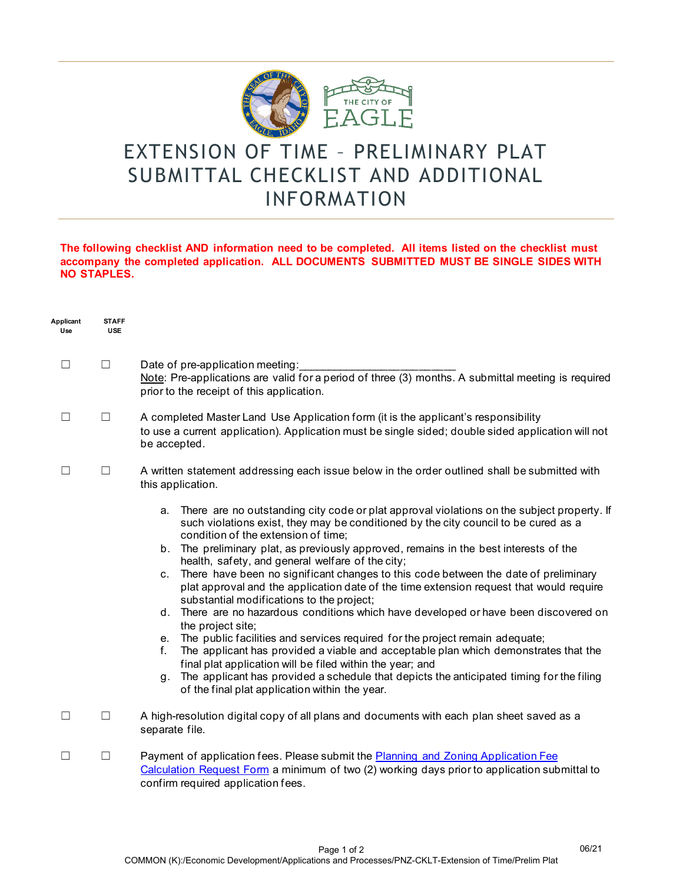# EXTENSION OF TIME – PRELIMINARY PLAT SUBMITTAL CHECKLIST AND ADDITIONAL INFORMATION

**The following checklist AND information need to be completed. All items listed on the checklist must accompany the completed application. ALL DOCUMENTS SUBMITTED MUST BE SINGLE SIDES WITH NO STAPLES.**

| Applicant Use | STAFF USE | |
|---|---|---|
| ☐ | ☐ | Date of pre-application meeting:_________________________ <br> Note: Pre-applications are valid for a period of three (3) months. A submittal meeting is required prior to the receipt of this application. |
| ☐ | ☐ | A completed Master Land Use Application form (it is the applicant's responsibility to use a current application). Application must be single sided; double sided application will not be accepted. |
| ☐ | ☐ | A written statement addressing each issue below in the order outlined shall be submitted with this application. <br> a. There are no outstanding city code or plat approval violations on the subject property. If such violations exist, they may be conditioned by the city council to be cured as a condition of the extension of time; <br> b. The preliminary plat, as previously approved, remains in the best interests of the health, safety, and general welfare of the city; <br> c. There have been no significant changes to this code between the date of preliminary plat approval and the application date of the time extension request that would require substantial modifications to the project; <br> d. There are no hazardous conditions which have developed or have been discovered on the project site; <br> e. The public facilities and services required for the project remain adequate; <br> f. The applicant has provided a viable and acceptable plan which demonstrates that the final plat application will be filed within the year; and <br> g. The applicant has provided a schedule that depicts the anticipated timing for the filing of the final plat application within the year. |
| ☐ | ☐ | A high-resolution digital copy of all plans and documents with each plan sheet saved as a separate file. |
| ☐ | ☐ | Payment of application fees. Please submit the Planning and Zoning Application Fee Calculation Request Form a minimum of two (2) working days prior to application submittal to confirm required application fees. |

06/21

COMMON (K):/Economic Development/Applications and Processes/PNZ-CKLT-Extension of Time/Prelim Plat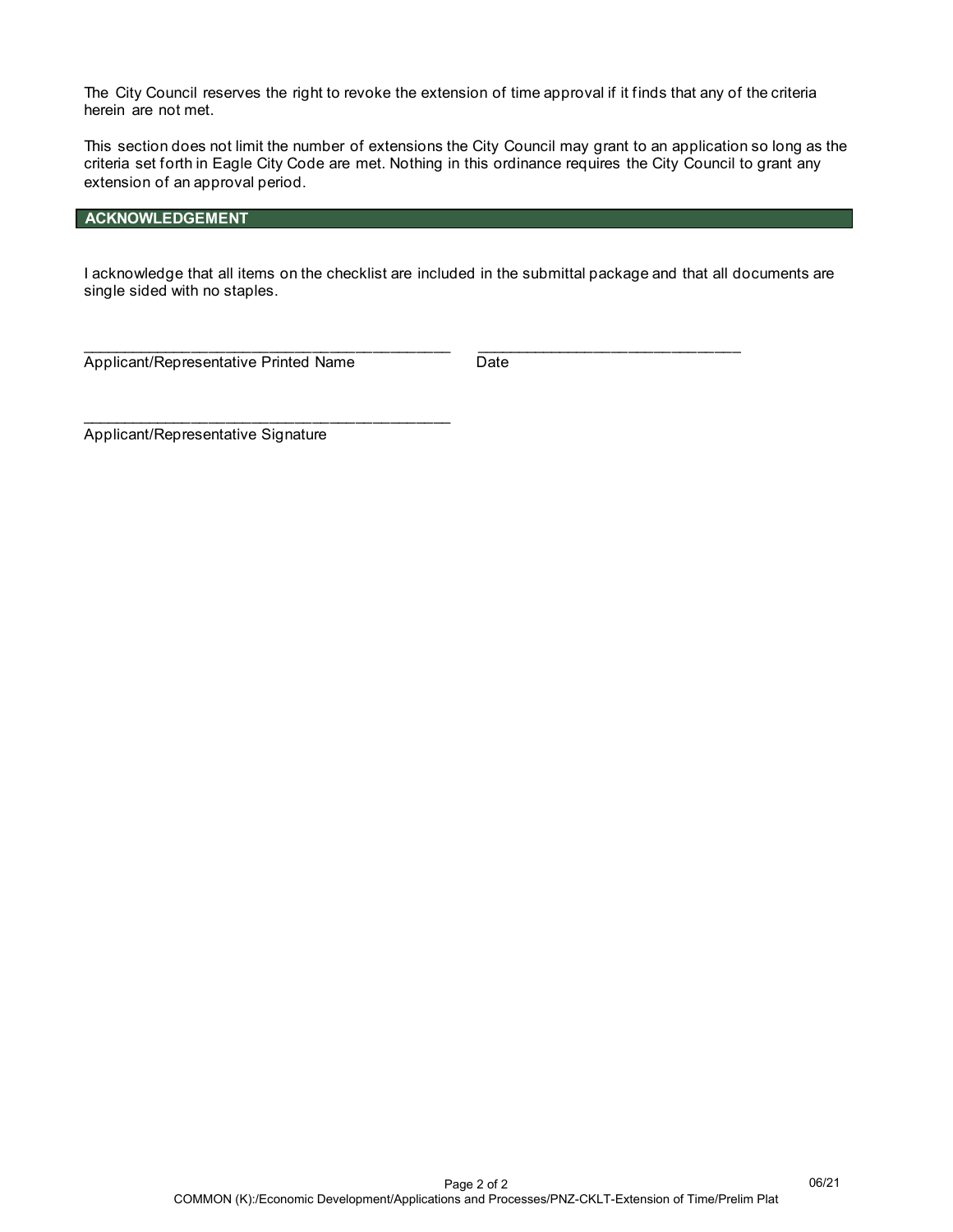The City Council reserves the right to revoke the extension of time approval if it finds that any of the criteria herein are not met.

This section does not limit the number of extensions the City Council may grant to an application so long as the criteria set forth in Eagle City Code are met. Nothing in this ordinance requires the City Council to grant any extension of an approval period.

## ACKNOWLEDGEMENT

I acknowledge that all items on the checklist are included in the submittal package and that all documents are single sided with no staples.

\_\_\_\_\_\_\_\_\_\_\_\_\_\_\_\_\_\_\_\_\_\_\_\_\_\_\_\_\_\_\_\_\_\_\_\_\_\_\_\_\_\_\_\_ &nbsp;&nbsp; \_\_\_\_\_\_\_\_\_\_\_\_\_\_\_\_\_\_\_\_\_\_\_\_\_\_\_\_\_\_\_\_
Applicant/Representative Printed Name &nbsp;&nbsp; Date

\_\_\_\_\_\_\_\_\_\_\_\_\_\_\_\_\_\_\_\_\_\_\_\_\_\_\_\_\_\_\_\_\_\_\_\_\_\_\_\_\_\_\_\_
Applicant/Representative Signature

06/21
COMMON (K):/Economic Development/Applications and Processes/PNZ-CKLT-Extension of Time/Prelim Plat